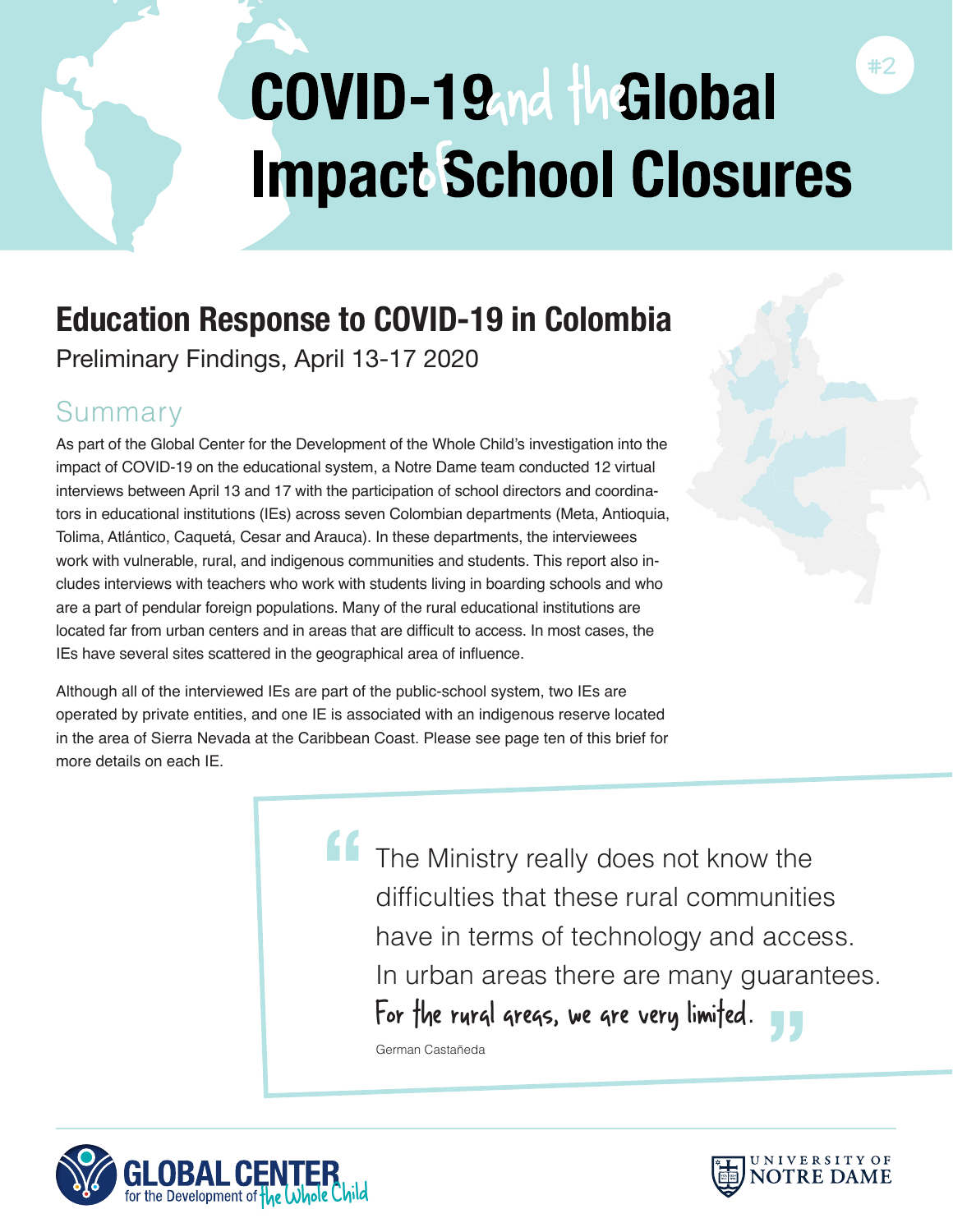# COVID-19 and the Global Impact of School Closures

#2

## Education Response to COVID-19 in Colombia

Preliminary Findings, April 13-17 2020

### Summary

As part of the Global Center for the Development of the Whole Child's investigation into the impact of COVID-19 on the educational system, a Notre Dame team conducted 12 virtual interviews between April 13 and 17 with the participation of school directors and coordinators in educational institutions (IEs) across seven Colombian departments (Meta, Antioquia, Tolima, Atlántico, Caquetá, Cesar and Arauca). In these departments, the interviewees work with vulnerable, rural, and indigenous communities and students. This report also includes interviews with teachers who work with students living in boarding schools and who are a part of pendular foreign populations. Many of the rural educational institutions are located far from urban centers and in areas that are difficult to access. In most cases, the IEs have several sites scattered in the geographical area of influence.

Although all of the interviewed IEs are part of the public-school system, two IEs are operated by private entities, and one IE is associated with an indigenous reserve located in the area of Sierra Nevada at the Caribbean Coast. Please see page ten of this brief for more details on each IE.

> "The Ministry really does not know the difficulties that these rural communities have in terms of technology and access. In urban areas there are many guarantees. For the rural areas, we are very limited."
>
> German Castañeda

Global Center for the Development of the Whole Child

University of Notre Dame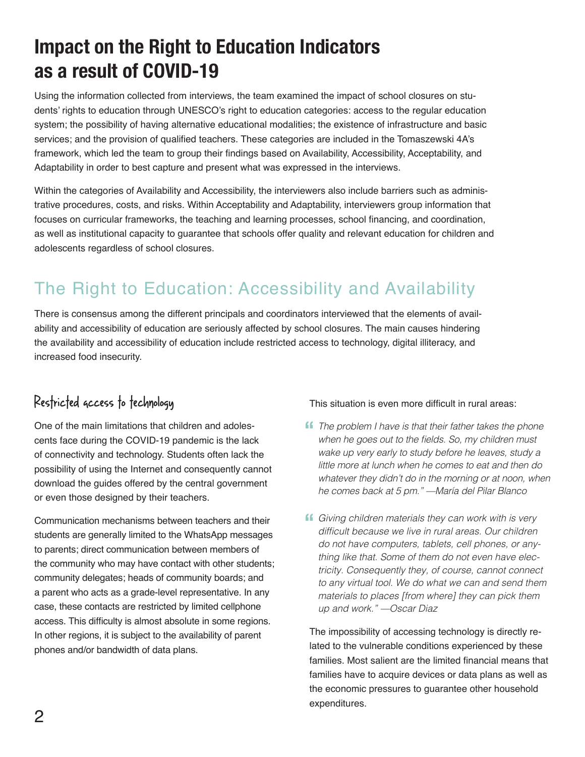# Impact on the Right to Education Indicators as a result of COVID-19

Using the information collected from interviews, the team examined the impact of school closures on students' rights to education through UNESCO's right to education categories: access to the regular education system; the possibility of having alternative educational modalities; the existence of infrastructure and basic services; and the provision of qualified teachers. These categories are included in the Tomaszewski 4A's framework, which led the team to group their findings based on Availability, Accessibility, Acceptability, and Adaptability in order to best capture and present what was expressed in the interviews.

Within the categories of Availability and Accessibility, the interviewers also include barriers such as administrative procedures, costs, and risks. Within Acceptability and Adaptability, interviewers group information that focuses on curricular frameworks, the teaching and learning processes, school financing, and coordination, as well as institutional capacity to guarantee that schools offer quality and relevant education for children and adolescents regardless of school closures.

## The Right to Education: Accessibility and Availability

There is consensus among the different principals and coordinators interviewed that the elements of availability and accessibility of education are seriously affected by school closures. The main causes hindering the availability and accessibility of education include restricted access to technology, digital illiteracy, and increased food insecurity.

### Restricted access to technology

One of the main limitations that children and adolescents face during the COVID-19 pandemic is the lack of connectivity and technology. Students often lack the possibility of using the Internet and consequently cannot download the guides offered by the central government or even those designed by their teachers.

Communication mechanisms between teachers and their students are generally limited to the WhatsApp messages to parents; direct communication between members of the community who may have contact with other students; community delegates; heads of community boards; and a parent who acts as a grade-level representative. In any case, these contacts are restricted by limited cellphone access. This difficulty is almost absolute in some regions. In other regions, it is subject to the availability of parent phones and/or bandwidth of data plans.

This situation is even more difficult in rural areas:

> *The problem I have is that their father takes the phone when he goes out to the fields. So, my children must wake up very early to study before he leaves, study a little more at lunch when he comes to eat and then do whatever they didn't do in the morning or at noon, when he comes back at 5 pm." —María del Pilar Blanco*

> *Giving children materials they can work with is very difficult because we live in rural areas. Our children do not have computers, tablets, cell phones, or anything like that. Some of them do not even have electricity. Consequently they, of course, cannot connect to any virtual tool. We do what we can and send them materials to places [from where] they can pick them up and work." —Oscar Diaz*

The impossibility of accessing technology is directly related to the vulnerable conditions experienced by these families. Most salient are the limited financial means that families have to acquire devices or data plans as well as the economic pressures to guarantee other household expenditures.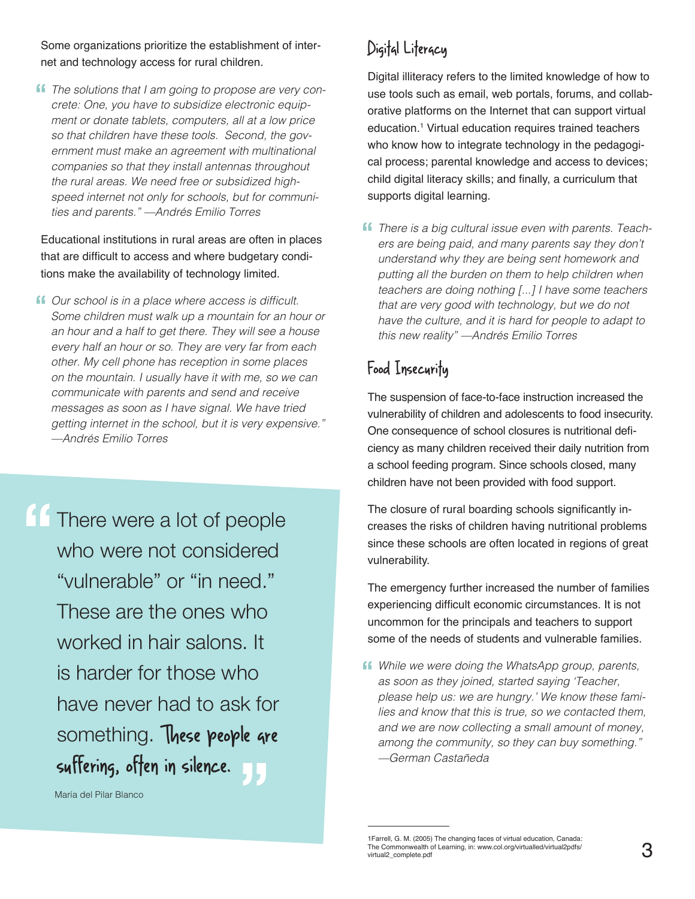Some organizations prioritize the establishment of internet and technology access for rural children.

> *The solutions that I am going to propose are very concrete: One, you have to subsidize electronic equipment or donate tablets, computers, all at a low price so that children have these tools. Second, the government must make an agreement with multinational companies so that they install antennas throughout the rural areas. We need free or subsidized high-speed internet not only for schools, but for communities and parents." —Andrés Emilio Torres*

Educational institutions in rural areas are often in places that are difficult to access and where budgetary conditions make the availability of technology limited.

> *Our school is in a place where access is difficult. Some children must walk up a mountain for an hour or an hour and a half to get there. They will see a house every half an hour or so. They are very far from each other. My cell phone has reception in some places on the mountain. I usually have it with me, so we can communicate with parents and send and receive messages as soon as I have signal. We have tried getting internet in the school, but it is very expensive." —Andrés Emilio Torres*

> There were a lot of people who were not considered "vulnerable" or "in need." These are the ones who worked in hair salons. It is harder for those who have never had to ask for something. These people are suffering, often in silence.
>
> María del Pilar Blanco

## Digital Literacy

Digital illiteracy refers to the limited knowledge of how to use tools such as email, web portals, forums, and collaborative platforms on the Internet that can support virtual education.[1] Virtual education requires trained teachers who know how to integrate technology in the pedagogical process; parental knowledge and access to devices; child digital literacy skills; and finally, a curriculum that supports digital learning.

> *There is a big cultural issue even with parents. Teachers are being paid, and many parents say they don't understand why they are being sent homework and putting all the burden on them to help children when teachers are doing nothing [...] I have some teachers that are very good with technology, but we do not have the culture, and it is hard for people to adapt to this new reality" —Andrés Emilio Torres*

## Food Insecurity

The suspension of face-to-face instruction increased the vulnerability of children and adolescents to food insecurity. One consequence of school closures is nutritional deficiency as many children received their daily nutrition from a school feeding program. Since schools closed, many children have not been provided with food support.

The closure of rural boarding schools significantly increases the risks of children having nutritional problems since these schools are often located in regions of great vulnerability.

The emergency further increased the number of families experiencing difficult economic circumstances. It is not uncommon for the principals and teachers to support some of the needs of students and vulnerable families.

> *While we were doing the WhatsApp group, parents, as soon as they joined, started saying 'Teacher, please help us: we are hungry.' We know these families and know that this is true, so we contacted them, and we are now collecting a small amount of money, among the community, so they can buy something." —German Castañeda*

1Farrell, G. M. (2005) The changing faces of virtual education, Canada: The Commonwealth of Learning, in: www.col.org/virtualled/virtual2pdfs/virtual2_complete.pdf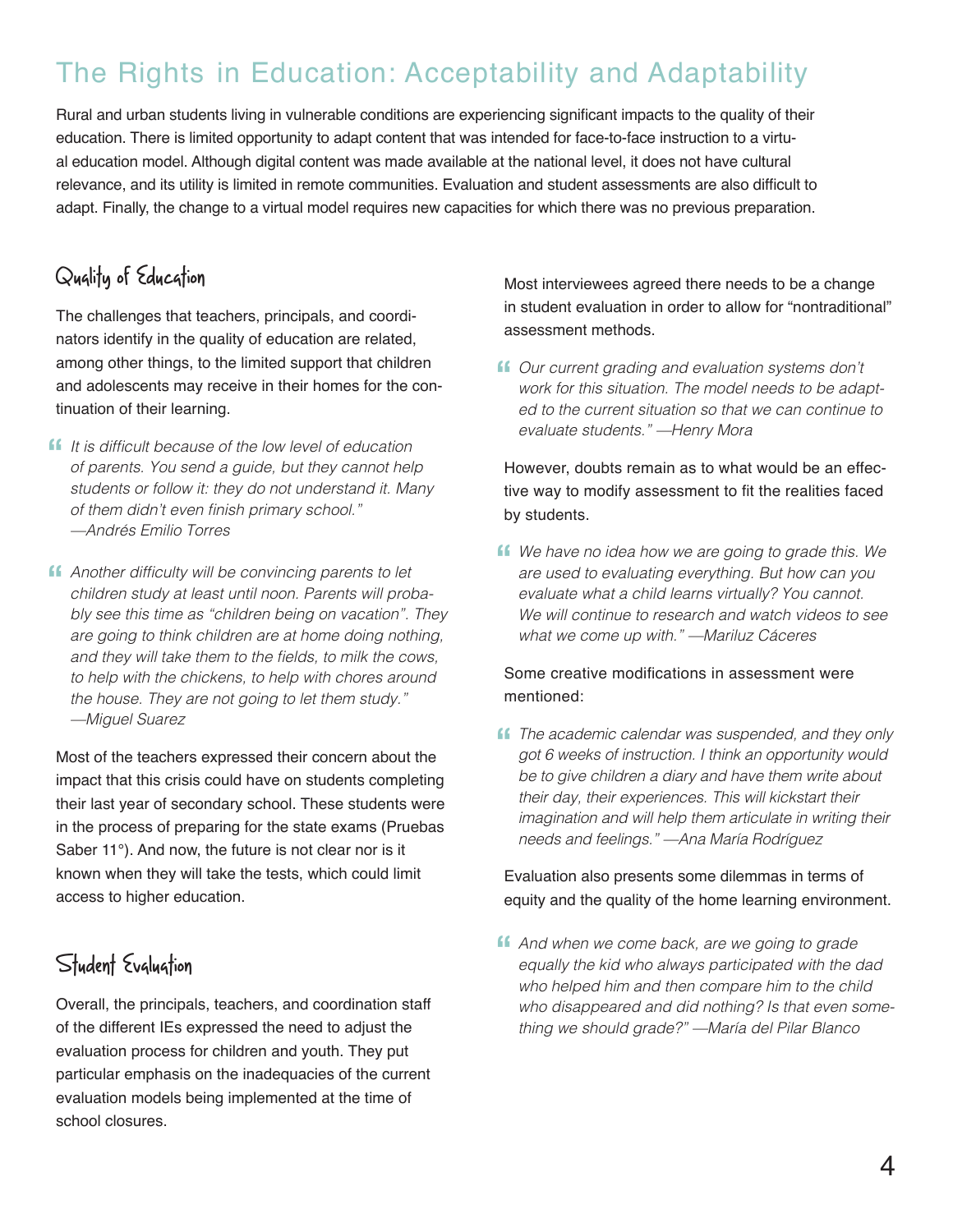# The Rights in Education: Acceptability and Adaptability

Rural and urban students living in vulnerable conditions are experiencing significant impacts to the quality of their education. There is limited opportunity to adapt content that was intended for face-to-face instruction to a virtual education model. Although digital content was made available at the national level, it does not have cultural relevance, and its utility is limited in remote communities. Evaluation and student assessments are also difficult to adapt. Finally, the change to a virtual model requires new capacities for which there was no previous preparation.

## Quality of Education

The challenges that teachers, principals, and coordinators identify in the quality of education are related, among other things, to the limited support that children and adolescents may receive in their homes for the continuation of their learning.

> *It is difficult because of the low level of education of parents. You send a guide, but they cannot help students or follow it: they do not understand it. Many of them didn't even finish primary school." —Andrés Emilio Torres*

> *Another difficulty will be convincing parents to let children study at least until noon. Parents will probably see this time as "children being on vacation". They are going to think children are at home doing nothing, and they will take them to the fields, to milk the cows, to help with the chickens, to help with chores around the house. They are not going to let them study." —Miguel Suarez*

Most of the teachers expressed their concern about the impact that this crisis could have on students completing their last year of secondary school. These students were in the process of preparing for the state exams (Pruebas Saber 11°). And now, the future is not clear nor is it known when they will take the tests, which could limit access to higher education.

## Student Evaluation

Overall, the principals, teachers, and coordination staff of the different IEs expressed the need to adjust the evaluation process for children and youth. They put particular emphasis on the inadequacies of the current evaluation models being implemented at the time of school closures.

Most interviewees agreed there needs to be a change in student evaluation in order to allow for "nontraditional" assessment methods.

> *Our current grading and evaluation systems don't work for this situation. The model needs to be adapted to the current situation so that we can continue to evaluate students." —Henry Mora*

However, doubts remain as to what would be an effective way to modify assessment to fit the realities faced by students.

> *We have no idea how we are going to grade this. We are used to evaluating everything. But how can you evaluate what a child learns virtually? You cannot. We will continue to research and watch videos to see what we come up with." —Mariluz Cáceres*

Some creative modifications in assessment were mentioned:

> *The academic calendar was suspended, and they only got 6 weeks of instruction. I think an opportunity would be to give children a diary and have them write about their day, their experiences. This will kickstart their imagination and will help them articulate in writing their needs and feelings." —Ana María Rodríguez*

Evaluation also presents some dilemmas in terms of equity and the quality of the home learning environment.

> *And when we come back, are we going to grade equally the kid who always participated with the dad who helped him and then compare him to the child who disappeared and did nothing? Is that even something we should grade?" —María del Pilar Blanco*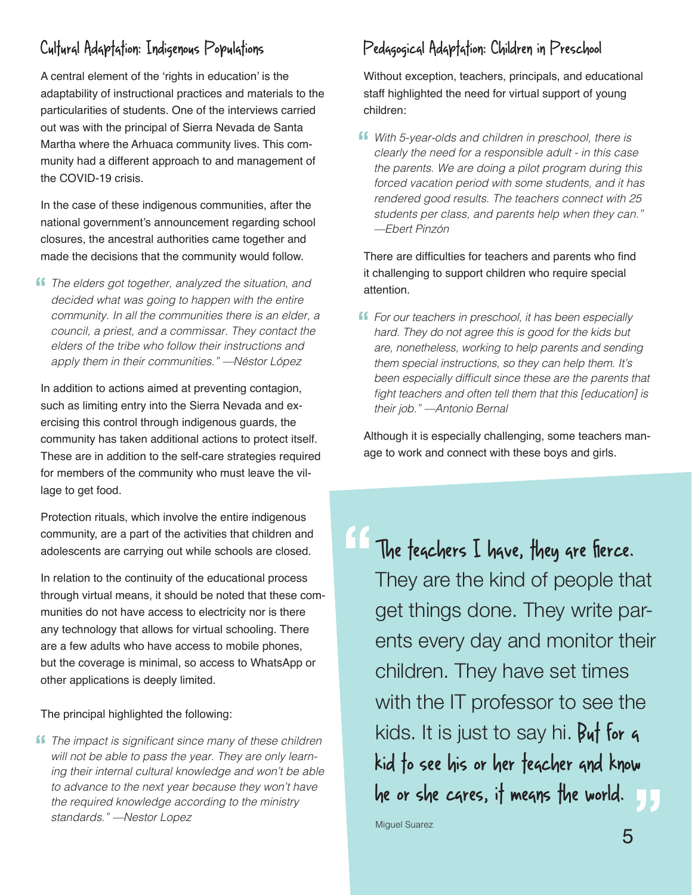## Cultural Adaptation: Indigenous Populations

A central element of the 'rights in education' is the adaptability of instructional practices and materials to the particularities of students. One of the interviews carried out was with the principal of Sierra Nevada de Santa Martha where the Arhuaca community lives. This community had a different approach to and management of the COVID-19 crisis.

In the case of these indigenous communities, after the national government's announcement regarding school closures, the ancestral authorities came together and made the decisions that the community would follow.

> *The elders got together, analyzed the situation, and decided what was going to happen with the entire community. In all the communities there is an elder, a council, a priest, and a commissar. They contact the elders of the tribe who follow their instructions and apply them in their communities." —Néstor López*

In addition to actions aimed at preventing contagion, such as limiting entry into the Sierra Nevada and exercising this control through indigenous guards, the community has taken additional actions to protect itself. These are in addition to the self-care strategies required for members of the community who must leave the village to get food.

Protection rituals, which involve the entire indigenous community, are a part of the activities that children and adolescents are carrying out while schools are closed.

In relation to the continuity of the educational process through virtual means, it should be noted that these communities do not have access to electricity nor is there any technology that allows for virtual schooling. There are a few adults who have access to mobile phones, but the coverage is minimal, so access to WhatsApp or other applications is deeply limited.

The principal highlighted the following:

> *The impact is significant since many of these children will not be able to pass the year. They are only learning their internal cultural knowledge and won't be able to advance to the next year because they won't have the required knowledge according to the ministry standards." —Nestor Lopez*

## Pedagogical Adaptation: Children in Preschool

Without exception, teachers, principals, and educational staff highlighted the need for virtual support of young children:

> *With 5-year-olds and children in preschool, there is clearly the need for a responsible adult - in this case the parents. We are doing a pilot program during this forced vacation period with some students, and it has rendered good results. The teachers connect with 25 students per class, and parents help when they can." —Ebert Pinzón*

There are difficulties for teachers and parents who find it challenging to support children who require special attention.

> *For our teachers in preschool, it has been especially hard. They do not agree this is good for the kids but are, nonetheless, working to help parents and sending them special instructions, so they can help them. It's been especially difficult since these are the parents that fight teachers and often tell them that this [education] is their job." —Antonio Bernal*

Although it is especially challenging, some teachers manage to work and connect with these boys and girls.

> **The teachers I have, they are fierce.** They are the kind of people that get things done. They write parents every day and monitor their children. They have set times with the IT professor to see the kids. It is just to say hi. **But for a kid to see his or her teacher and know he or she cares, it means the world.**
>
> Miguel Suarez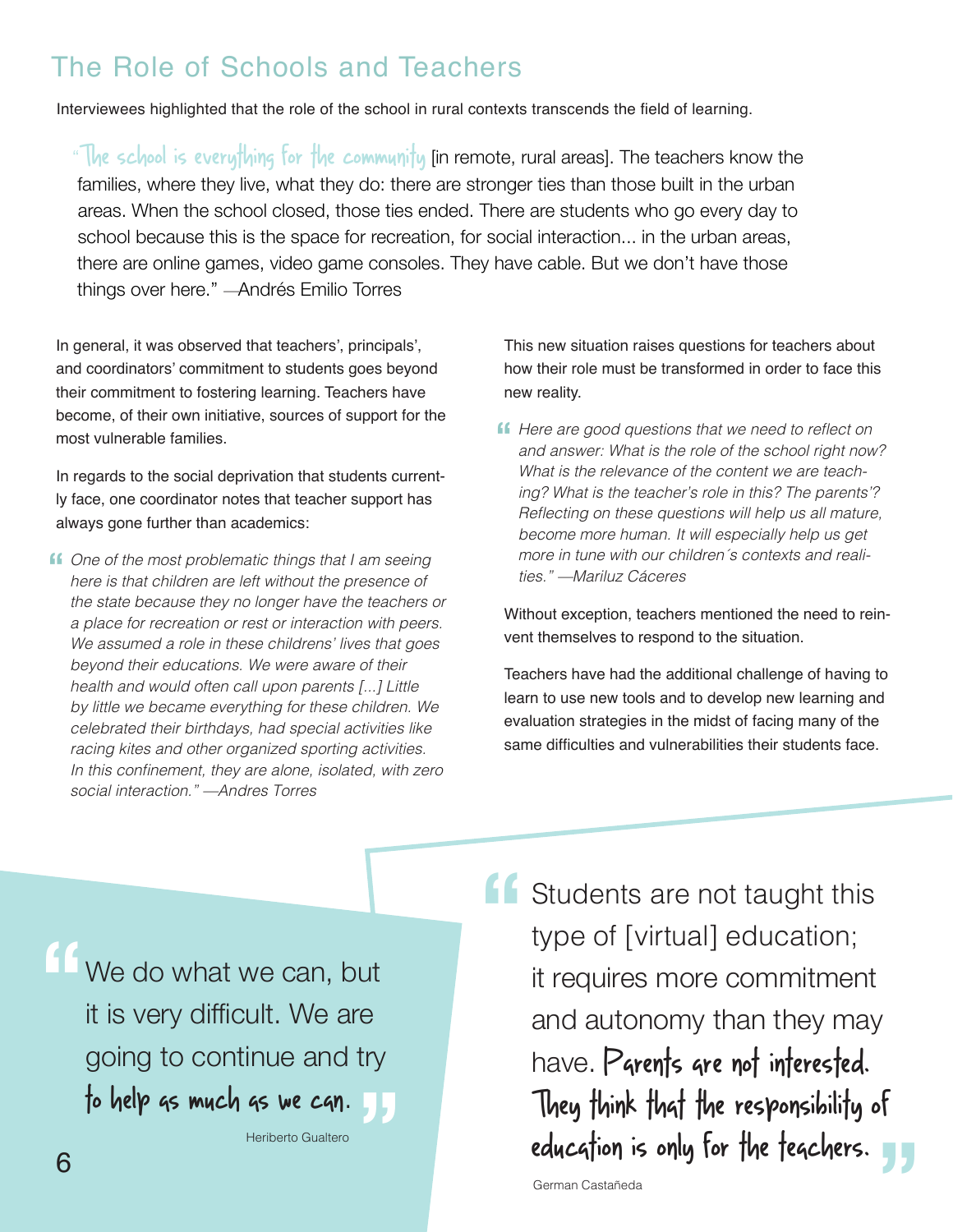## The Role of Schools and Teachers

Interviewees highlighted that the role of the school in rural contexts transcends the field of learning.

> "The school is everything for the community [in remote, rural areas]. The teachers know the families, where they live, what they do: there are stronger ties than those built in the urban areas. When the school closed, those ties ended. There are students who go every day to school because this is the space for recreation, for social interaction... in the urban areas, there are online games, video game consoles. They have cable. But we don't have those things over here." —Andrés Emilio Torres

In general, it was observed that teachers', principals', and coordinators' commitment to students goes beyond their commitment to fostering learning. Teachers have become, of their own initiative, sources of support for the most vulnerable families.

In regards to the social deprivation that students currently face, one coordinator notes that teacher support has always gone further than academics:

> *One of the most problematic things that I am seeing here is that children are left without the presence of the state because they no longer have the teachers or a place for recreation or rest or interaction with peers. We assumed a role in these childrens' lives that goes beyond their educations. We were aware of their health and would often call upon parents [...] Little by little we became everything for these children. We celebrated their birthdays, had special activities like racing kites and other organized sporting activities. In this confinement, they are alone, isolated, with zero social interaction." —Andres Torres*

This new situation raises questions for teachers about how their role must be transformed in order to face this new reality.

> *Here are good questions that we need to reflect on and answer: What is the role of the school right now? What is the relevance of the content we are teaching? What is the teacher's role in this? The parents'? Reflecting on these questions will help us all mature, become more human. It will especially help us get more in tune with our children´s contexts and realities." —Mariluz Cáceres*

Without exception, teachers mentioned the need to reinvent themselves to respond to the situation.

Teachers have had the additional challenge of having to learn to use new tools and to develop new learning and evaluation strategies in the midst of facing many of the same difficulties and vulnerabilities their students face.

> "We do what we can, but it is very difficult. We are going to continue and try to help as much as we can."
>
> Heriberto Gualtero

> "Students are not taught this type of [virtual] education; it requires more commitment and autonomy than they may have. Parents are not interested. They think that the responsibility of education is only for the teachers."
>
> German Castañeda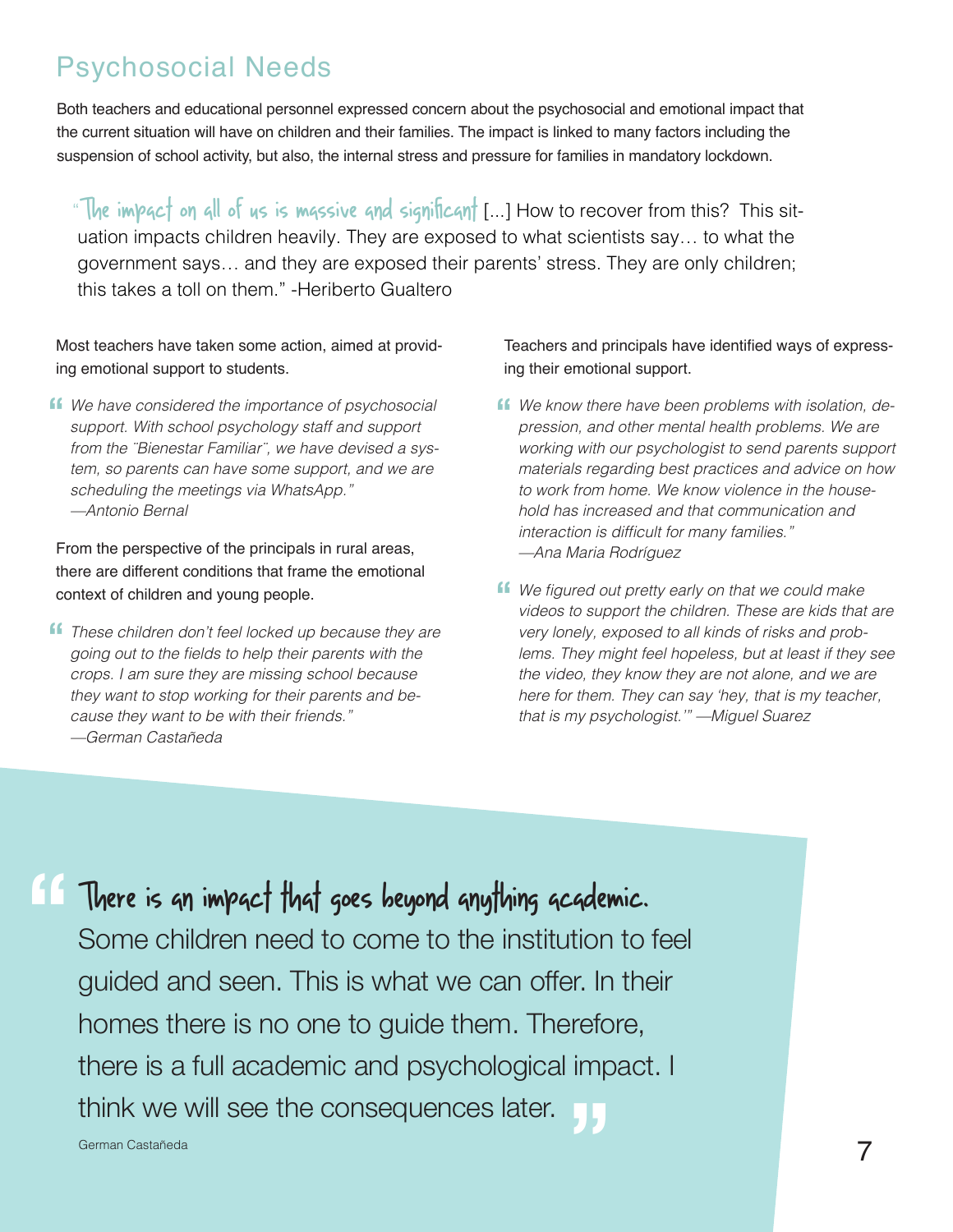## Psychosocial Needs

Both teachers and educational personnel expressed concern about the psychosocial and emotional impact that the current situation will have on children and their families. The impact is linked to many factors including the suspension of school activity, but also, the internal stress and pressure for families in mandatory lockdown.

> "The impact on all of us is massive and significant [...] How to recover from this? This situation impacts children heavily. They are exposed to what scientists say… to what the government says… and they are exposed their parents' stress. They are only children; this takes a toll on them." -Heriberto Gualtero

Most teachers have taken some action, aimed at providing emotional support to students.

> *We have considered the importance of psychosocial support. With school psychology staff and support from the ¨Bienestar Familiar¨, we have devised a system, so parents can have some support, and we are scheduling the meetings via WhatsApp." —Antonio Bernal*

From the perspective of the principals in rural areas, there are different conditions that frame the emotional context of children and young people.

> *These children don't feel locked up because they are going out to the fields to help their parents with the crops. I am sure they are missing school because they want to stop working for their parents and because they want to be with their friends." —German Castañeda*

Teachers and principals have identified ways of expressing their emotional support.

> *We know there have been problems with isolation, depression, and other mental health problems. We are working with our psychologist to send parents support materials regarding best practices and advice on how to work from home. We know violence in the household has increased and that communication and interaction is difficult for many families." —Ana Maria Rodríguez*

> *We figured out pretty early on that we could make videos to support the children. These are kids that are very lonely, exposed to all kinds of risks and problems. They might feel hopeless, but at least if they see the video, they know they are not alone, and we are here for them. They can say 'hey, that is my teacher, that is my psychologist.'" —Miguel Suarez*

> "There is an impact that goes beyond anything academic. Some children need to come to the institution to feel guided and seen. This is what we can offer. In their homes there is no one to guide them. Therefore, there is a full academic and psychological impact. I think we will see the consequences later."
>
> German Castañeda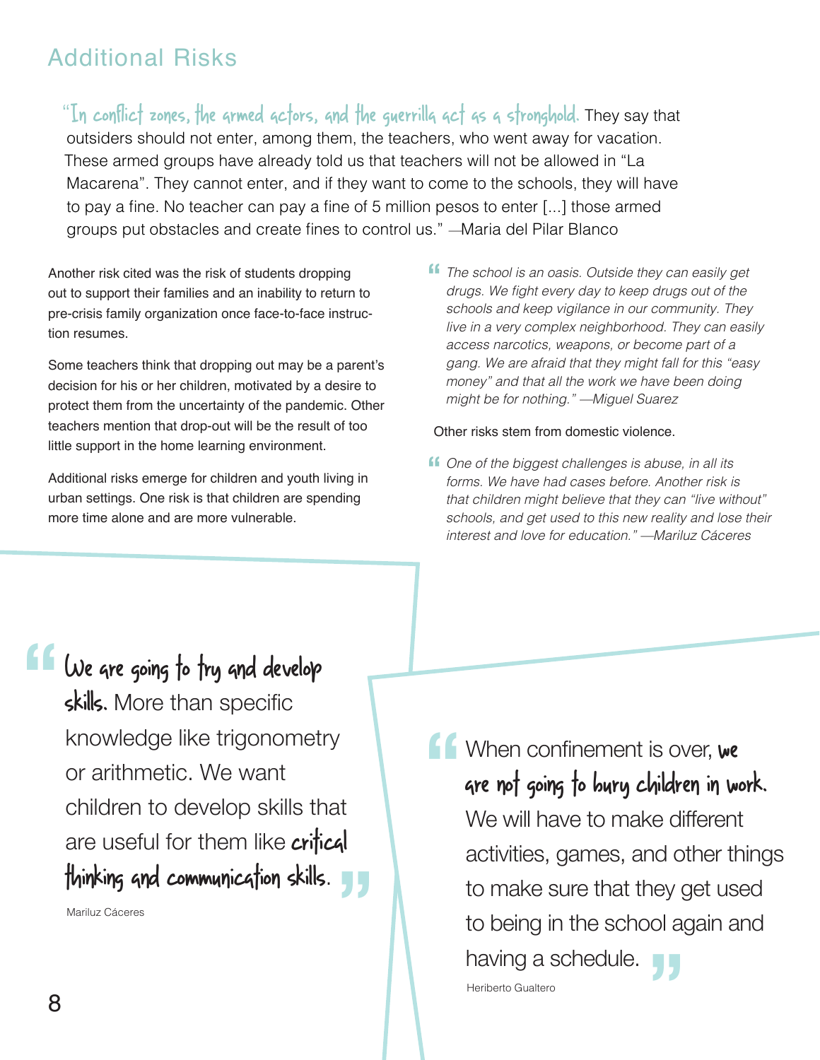## Additional Risks

> "In conflict zones, the armed actors, and the guerrilla act as a stronghold. They say that outsiders should not enter, among them, the teachers, who went away for vacation. These armed groups have already told us that teachers will not be allowed in "La Macarena". They cannot enter, and if they want to come to the schools, they will have to pay a fine. No teacher can pay a fine of 5 million pesos to enter [...] those armed groups put obstacles and create fines to control us." —Maria del Pilar Blanco

Another risk cited was the risk of students dropping out to support their families and an inability to return to pre-crisis family organization once face-to-face instruction resumes.

Some teachers think that dropping out may be a parent's decision for his or her children, motivated by a desire to protect them from the uncertainty of the pandemic. Other teachers mention that drop-out will be the result of too little support in the home learning environment.

Additional risks emerge for children and youth living in urban settings. One risk is that children are spending more time alone and are more vulnerable.

> *"The school is an oasis. Outside they can easily get drugs. We fight every day to keep drugs out of the schools and keep vigilance in our community. They live in a very complex neighborhood. They can easily access narcotics, weapons, or become part of a gang. We are afraid that they might fall for this "easy money" and that all the work we have been doing might be for nothing." —Miguel Suarez*

Other risks stem from domestic violence.

> *"One of the biggest challenges is abuse, in all its forms. We have had cases before. Another risk is that children might believe that they can "live without" schools, and get used to this new reality and lose their interest and love for education." —Mariluz Cáceres*

> "We are going to try and develop skills. More than specific knowledge like trigonometry or arithmetic. We want children to develop skills that are useful for them like critical thinking and communication skills."
>
> Mariluz Cáceres

> "When confinement is over, we are not going to bury children in work. We will have to make different activities, games, and other things to make sure that they get used to being in the school again and having a schedule."
>
> Heriberto Gualtero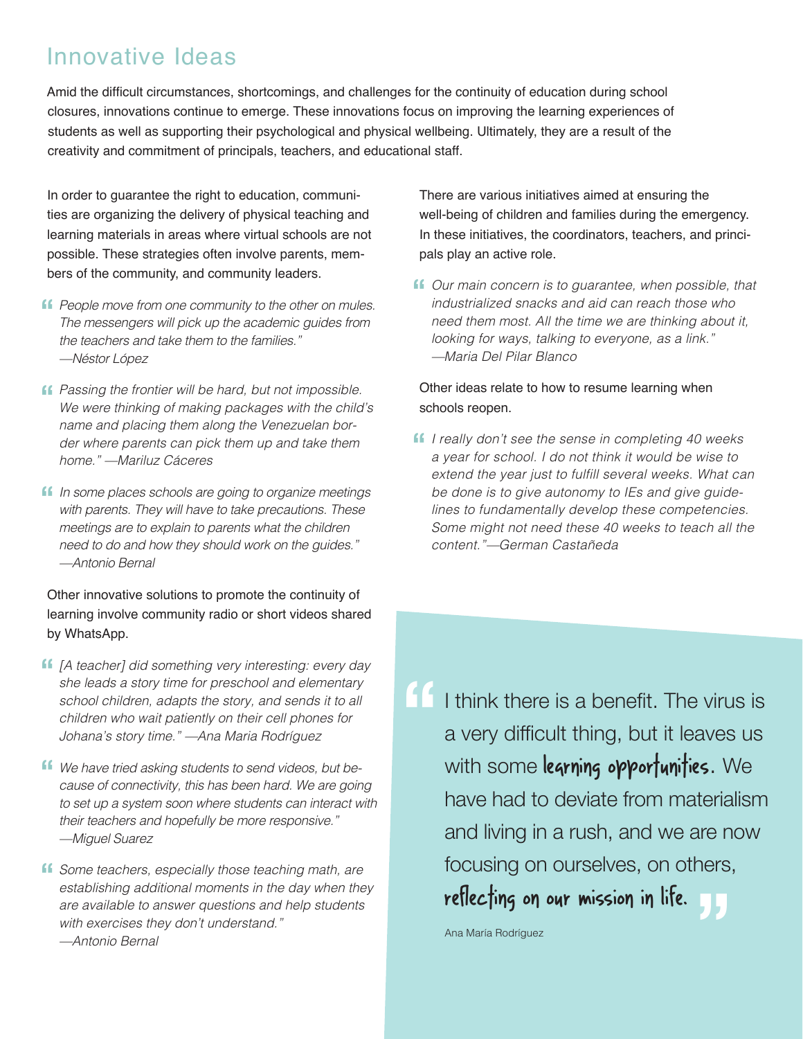## Innovative Ideas

Amid the difficult circumstances, shortcomings, and challenges for the continuity of education during school closures, innovations continue to emerge. These innovations focus on improving the learning experiences of students as well as supporting their psychological and physical wellbeing. Ultimately, they are a result of the creativity and commitment of principals, teachers, and educational staff.

In order to guarantee the right to education, communities are organizing the delivery of physical teaching and learning materials in areas where virtual schools are not possible. These strategies often involve parents, members of the community, and community leaders.

> *People move from one community to the other on mules. The messengers will pick up the academic guides from the teachers and take them to the families." —Néstor López*

> *Passing the frontier will be hard, but not impossible. We were thinking of making packages with the child's name and placing them along the Venezuelan border where parents can pick them up and take them home." —Mariluz Cáceres*

> *In some places schools are going to organize meetings with parents. They will have to take precautions. These meetings are to explain to parents what the children need to do and how they should work on the guides." —Antonio Bernal*

Other innovative solutions to promote the continuity of learning involve community radio or short videos shared by WhatsApp.

> *[A teacher] did something very interesting: every day she leads a story time for preschool and elementary school children, adapts the story, and sends it to all children who wait patiently on their cell phones for Johana's story time." —Ana Maria Rodríguez*

> *We have tried asking students to send videos, but because of connectivity, this has been hard. We are going to set up a system soon where students can interact with their teachers and hopefully be more responsive." —Miguel Suarez*

> *Some teachers, especially those teaching math, are establishing additional moments in the day when they are available to answer questions and help students with exercises they don't understand." —Antonio Bernal*

There are various initiatives aimed at ensuring the well-being of children and families during the emergency. In these initiatives, the coordinators, teachers, and principals play an active role.

> *Our main concern is to guarantee, when possible, that industrialized snacks and aid can reach those who need them most. All the time we are thinking about it, looking for ways, talking to everyone, as a link." —Maria Del Pilar Blanco*

Other ideas relate to how to resume learning when schools reopen.

> *I really don't see the sense in completing 40 weeks a year for school. I do not think it would be wise to extend the year just to fulfill several weeks. What can be done is to give autonomy to IEs and give guidelines to fundamentally develop these competencies. Some might not need these 40 weeks to teach all the content."—German Castañeda*

> "I think there is a benefit. The virus is a very difficult thing, but it leaves us with some **learning opportunities**. We have had to deviate from materialism and living in a rush, and we are now focusing on ourselves, on others, **reflecting on our mission in life.**"
>
> Ana María Rodríguez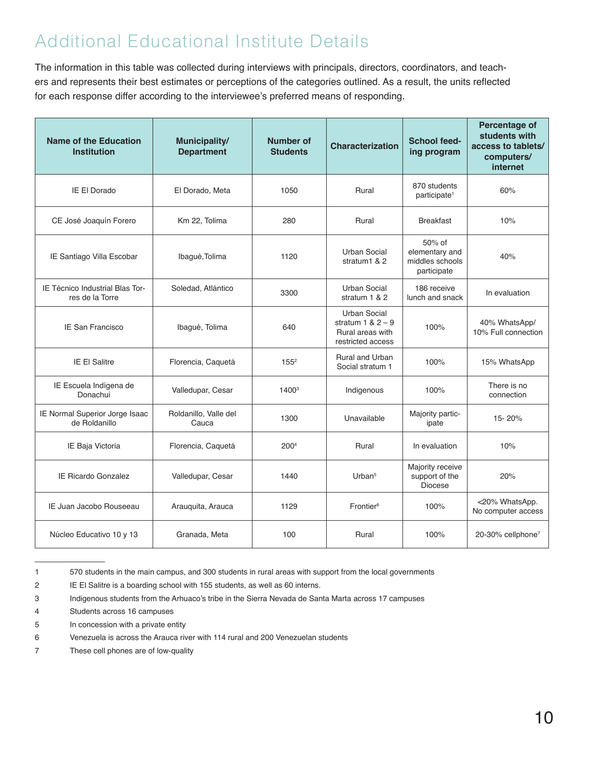# Additional Educational Institute Details

The information in this table was collected during interviews with principals, directors, coordinators, and teachers and represents their best estimates or perceptions of the categories outlined. As a result, the units reflected for each response differ according to the interviewee's preferred means of responding.

| Name of the Education Institution | Municipality/ Department | Number of Students | Characterization | School feeding program | Percentage of students with access to tablets/ computers/ internet |
|---|---|---|---|---|---|
| IE El Dorado | El Dorado, Meta | 1050 | Rural | 870 students participate[1] | 60% |
| CE José Joaquín Forero | Km 22, Tolima | 280 | Rural | Breakfast | 10% |
| IE Santiago Villa Escobar | Ibagué,Tolima | 1120 | Urban Social stratum1 & 2 | 50% of elementary and middles schools participate | 40% |
| IE Técnico Industrial Blas Torres de la Torre | Soledad, Atlántico | 3300 | Urban Social stratum 1 & 2 | 186 receive lunch and snack | In evaluation |
| IE San Francisco | Ibagué, Tolima | 640 | Urban Social stratum 1 & 2 – 9 Rural areas with restricted access | 100% | 40% WhatsApp/ 10% Full connection |
| IE El Salitre | Florencia, Caquetá | 155[2] | Rural and Urban Social stratum 1 | 100% | 15% WhatsApp |
| IE Escuela Indígena de Donachui | Valledupar, Cesar | 1400[3] | Indigenous | 100% | There is no connection |
| IE Normal Superior Jorge Isaac de Roldanillo | Roldanillo, Valle del Cauca | 1300 | Unavailable | Majority participate | 15- 20% |
| IE Baja Victoria | Florencia, Caquetá | 200[4] | Rural | In evaluation | 10% |
| IE Ricardo Gonzalez | Valledupar, Cesar | 1440 | Urban[5] | Majority receive support of the Diocese | 20% |
| IE Juan Jacobo Rouseeau | Arauquita, Arauca | 1129 | Frontier[6] | 100% | <20% WhatsApp. No computer access |
| Núcleo Educativo 10 y 13 | Granada, Meta | 100 | Rural | 100% | 20-30% cellphone[7] |

1 570 students in the main campus, and 300 students in rural areas with support from the local governments

2 IE El Salitre is a boarding school with 155 students, as well as 60 interns.

3 Indigenous students from the Arhuaco's tribe in the Sierra Nevada de Santa Marta across 17 campuses

4 Students across 16 campuses

5 In concession with a private entity

6 Venezuela is across the Arauca river with 114 rural and 200 Venezuelan students

7 These cell phones are of low-quality